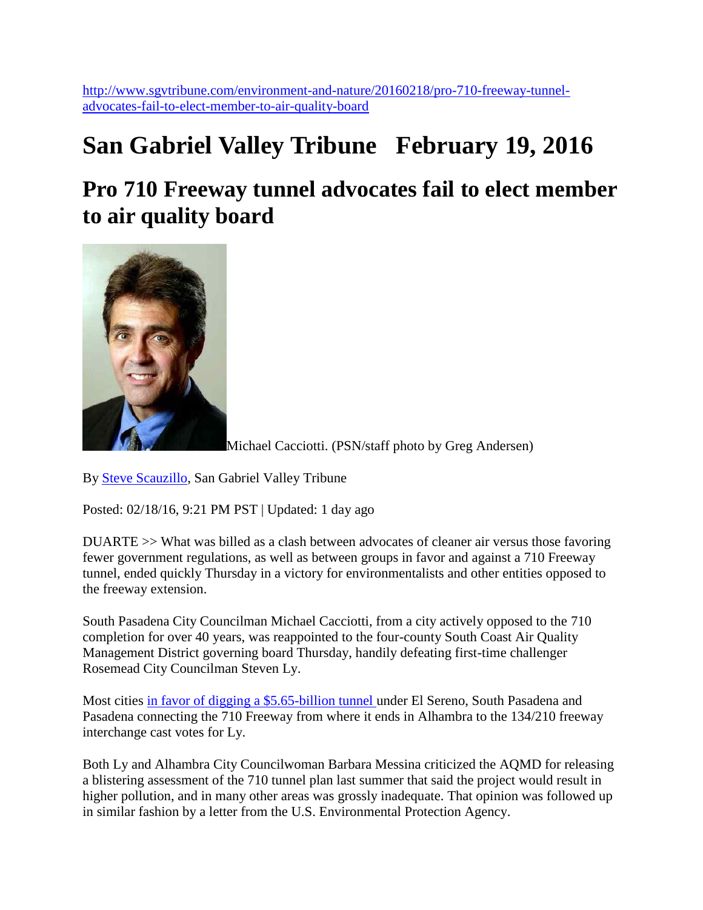http://www.sgvtribune.com/environment-and-nature/20160218/pro-710-freeway-tunnel-advocates-fail-to-elect-member-to-air-quality-board

# San Gabriel Valley Tribune February 19, 2016

# Pro 710 Freeway tunnel advocates fail to elect member to air quality board

Michael Cacciotti. (PSN/staff photo by Greg Andersen)

By Steve Scauzillo, San Gabriel Valley Tribune

Posted: 02/18/16, 9:21 PM PST | Updated: 1 day ago

DUARTE >> What was billed as a clash between advocates of cleaner air versus those favoring fewer government regulations, as well as between groups in favor and against a 710 Freeway tunnel, ended quickly Thursday in a victory for environmentalists and other entities opposed to the freeway extension.

South Pasadena City Councilman Michael Cacciotti, from a city actively opposed to the 710 completion for over 40 years, was reappointed to the four-county South Coast Air Quality Management District governing board Thursday, handily defeating first-time challenger Rosemead City Councilman Steven Ly.

Most cities in favor of digging a $5.65-billion tunnel under El Sereno, South Pasadena and Pasadena connecting the 710 Freeway from where it ends in Alhambra to the 134/210 freeway interchange cast votes for Ly.

Both Ly and Alhambra City Councilwoman Barbara Messina criticized the AQMD for releasing a blistering assessment of the 710 tunnel plan last summer that said the project would result in higher pollution, and in many other areas was grossly inadequate. That opinion was followed up in similar fashion by a letter from the U.S. Environmental Protection Agency.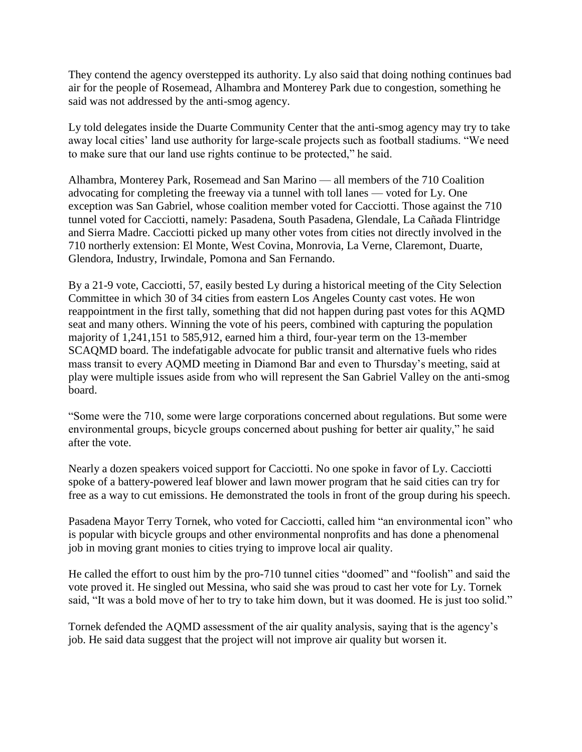They contend the agency overstepped its authority. Ly also said that doing nothing continues bad air for the people of Rosemead, Alhambra and Monterey Park due to congestion, something he said was not addressed by the anti-smog agency.

Ly told delegates inside the Duarte Community Center that the anti-smog agency may try to take away local cities' land use authority for large-scale projects such as football stadiums. "We need to make sure that our land use rights continue to be protected," he said.

Alhambra, Monterey Park, Rosemead and San Marino — all members of the 710 Coalition advocating for completing the freeway via a tunnel with toll lanes — voted for Ly. One exception was San Gabriel, whose coalition member voted for Cacciotti. Those against the 710 tunnel voted for Cacciotti, namely: Pasadena, South Pasadena, Glendale, La Cañada Flintridge and Sierra Madre. Cacciotti picked up many other votes from cities not directly involved in the 710 northerly extension: El Monte, West Covina, Monrovia, La Verne, Claremont, Duarte, Glendora, Industry, Irwindale, Pomona and San Fernando.

By a 21-9 vote, Cacciotti, 57, easily bested Ly during a historical meeting of the City Selection Committee in which 30 of 34 cities from eastern Los Angeles County cast votes. He won reappointment in the first tally, something that did not happen during past votes for this AQMD seat and many others. Winning the vote of his peers, combined with capturing the population majority of 1,241,151 to 585,912, earned him a third, four-year term on the 13-member SCAQMD board. The indefatigable advocate for public transit and alternative fuels who rides mass transit to every AQMD meeting in Diamond Bar and even to Thursday's meeting, said at play were multiple issues aside from who will represent the San Gabriel Valley on the anti-smog board.

"Some were the 710, some were large corporations concerned about regulations. But some were environmental groups, bicycle groups concerned about pushing for better air quality," he said after the vote.

Nearly a dozen speakers voiced support for Cacciotti. No one spoke in favor of Ly. Cacciotti spoke of a battery-powered leaf blower and lawn mower program that he said cities can try for free as a way to cut emissions. He demonstrated the tools in front of the group during his speech.

Pasadena Mayor Terry Tornek, who voted for Cacciotti, called him "an environmental icon" who is popular with bicycle groups and other environmental nonprofits and has done a phenomenal job in moving grant monies to cities trying to improve local air quality.

He called the effort to oust him by the pro-710 tunnel cities "doomed" and "foolish" and said the vote proved it. He singled out Messina, who said she was proud to cast her vote for Ly. Tornek said, "It was a bold move of her to try to take him down, but it was doomed. He is just too solid."

Tornek defended the AQMD assessment of the air quality analysis, saying that is the agency's job. He said data suggest that the project will not improve air quality but worsen it.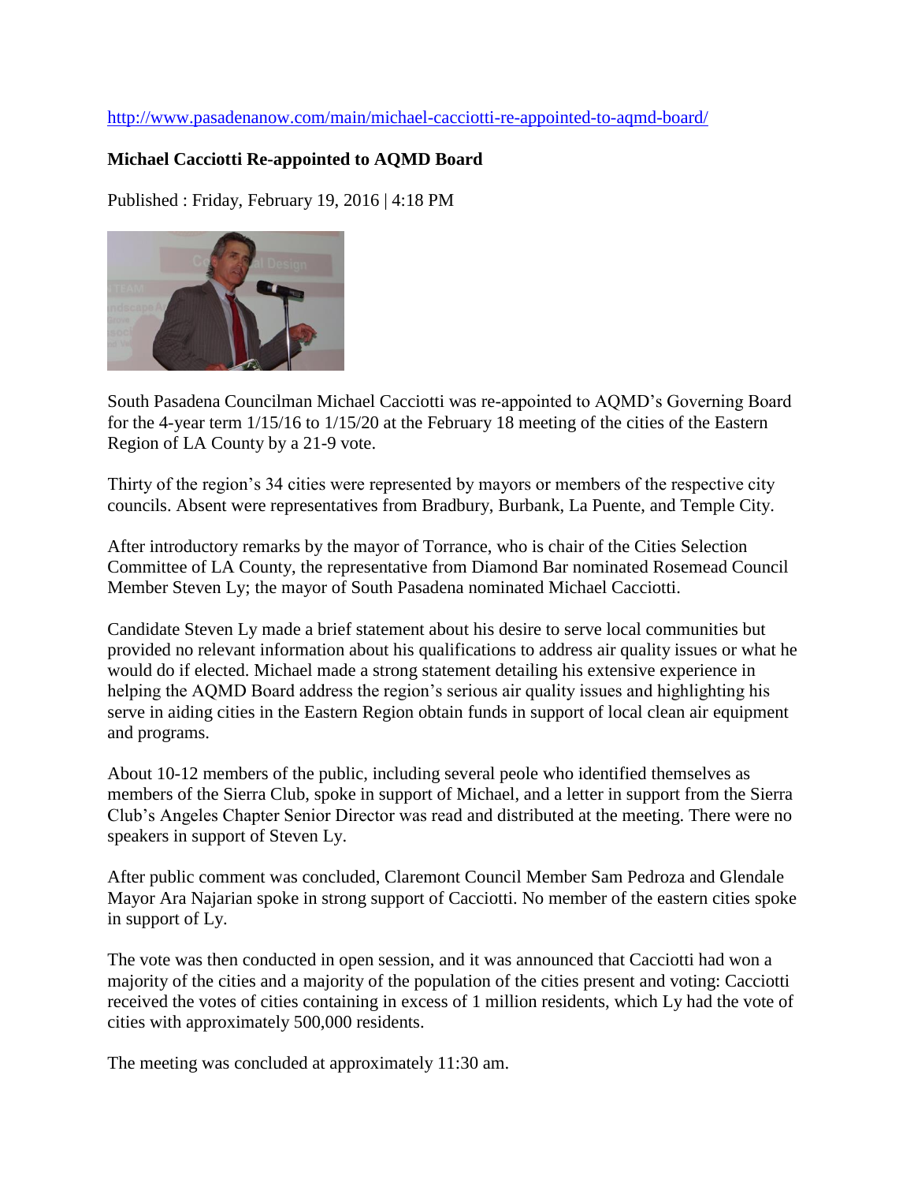http://www.pasadenanow.com/main/michael-cacciotti-re-appointed-to-aqmd-board/

**Michael Cacciotti Re-appointed to AQMD Board**

Published : Friday, February 19, 2016 | 4:18 PM

South Pasadena Councilman Michael Cacciotti was re-appointed to AQMD's Governing Board for the 4-year term 1/15/16 to 1/15/20 at the February 18 meeting of the cities of the Eastern Region of LA County by a 21-9 vote.

Thirty of the region's 34 cities were represented by mayors or members of the respective city councils. Absent were representatives from Bradbury, Burbank, La Puente, and Temple City.

After introductory remarks by the mayor of Torrance, who is chair of the Cities Selection Committee of LA County, the representative from Diamond Bar nominated Rosemead Council Member Steven Ly; the mayor of South Pasadena nominated Michael Cacciotti.

Candidate Steven Ly made a brief statement about his desire to serve local communities but provided no relevant information about his qualifications to address air quality issues or what he would do if elected. Michael made a strong statement detailing his extensive experience in helping the AQMD Board address the region's serious air quality issues and highlighting his serve in aiding cities in the Eastern Region obtain funds in support of local clean air equipment and programs.

About 10-12 members of the public, including several peole who identified themselves as members of the Sierra Club, spoke in support of Michael, and a letter in support from the Sierra Club's Angeles Chapter Senior Director was read and distributed at the meeting. There were no speakers in support of Steven Ly.

After public comment was concluded, Claremont Council Member Sam Pedroza and Glendale Mayor Ara Najarian spoke in strong support of Cacciotti. No member of the eastern cities spoke in support of Ly.

The vote was then conducted in open session, and it was announced that Cacciotti had won a majority of the cities and a majority of the population of the cities present and voting: Cacciotti received the votes of cities containing in excess of 1 million residents, which Ly had the vote of cities with approximately 500,000 residents.

The meeting was concluded at approximately 11:30 am.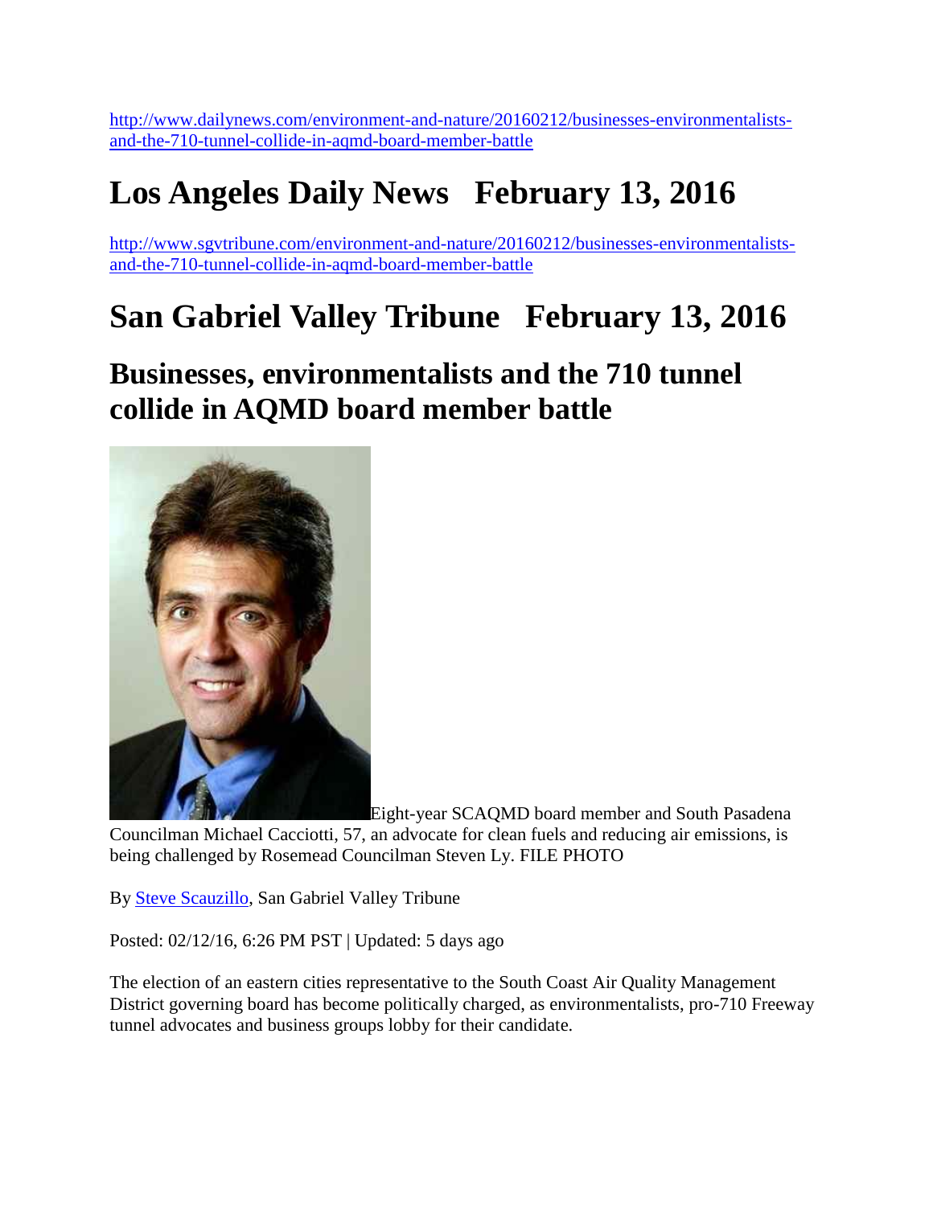http://www.dailynews.com/environment-and-nature/20160212/businesses-environmentalists-and-the-710-tunnel-collide-in-aqmd-board-member-battle

# Los Angeles Daily News February 13, 2016

http://www.sgvtribune.com/environment-and-nature/20160212/businesses-environmentalists-and-the-710-tunnel-collide-in-aqmd-board-member-battle

# San Gabriel Valley Tribune February 13, 2016

## Businesses, environmentalists and the 710 tunnel collide in AQMD board member battle

Eight-year SCAQMD board member and South Pasadena Councilman Michael Cacciotti, 57, an advocate for clean fuels and reducing air emissions, is being challenged by Rosemead Councilman Steven Ly. FILE PHOTO

By Steve Scauzillo, San Gabriel Valley Tribune

Posted: 02/12/16, 6:26 PM PST | Updated: 5 days ago

The election of an eastern cities representative to the South Coast Air Quality Management District governing board has become politically charged, as environmentalists, pro-710 Freeway tunnel advocates and business groups lobby for their candidate.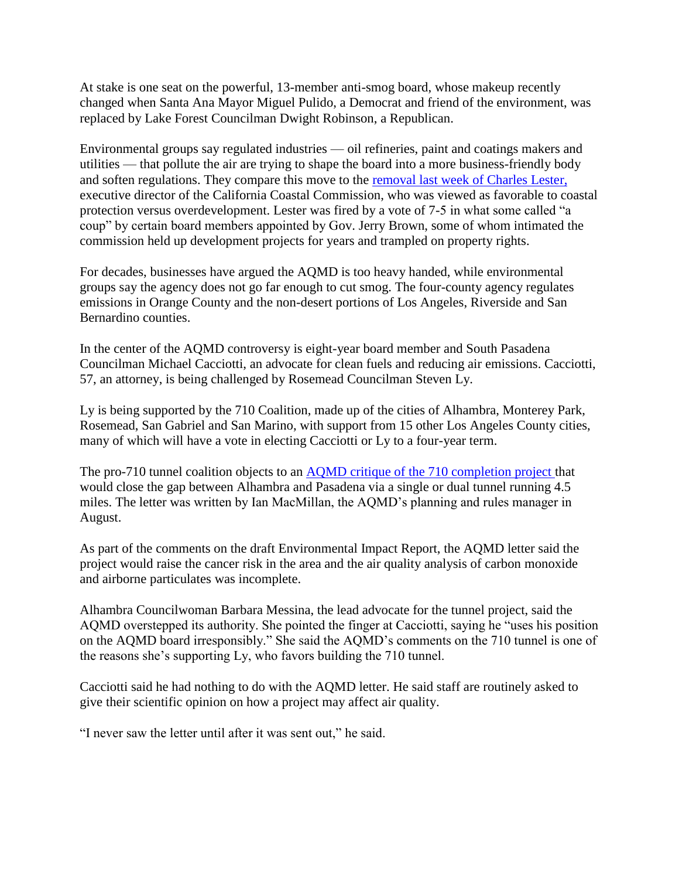At stake is one seat on the powerful, 13-member anti-smog board, whose makeup recently changed when Santa Ana Mayor Miguel Pulido, a Democrat and friend of the environment, was replaced by Lake Forest Councilman Dwight Robinson, a Republican.

Environmental groups say regulated industries — oil refineries, paint and coatings makers and utilities — that pollute the air are trying to shape the board into a more business-friendly body and soften regulations. They compare this move to the removal last week of Charles Lester, executive director of the California Coastal Commission, who was viewed as favorable to coastal protection versus overdevelopment. Lester was fired by a vote of 7-5 in what some called "a coup" by certain board members appointed by Gov. Jerry Brown, some of whom intimated the commission held up development projects for years and trampled on property rights.

For decades, businesses have argued the AQMD is too heavy handed, while environmental groups say the agency does not go far enough to cut smog. The four-county agency regulates emissions in Orange County and the non-desert portions of Los Angeles, Riverside and San Bernardino counties.

In the center of the AQMD controversy is eight-year board member and South Pasadena Councilman Michael Cacciotti, an advocate for clean fuels and reducing air emissions. Cacciotti, 57, an attorney, is being challenged by Rosemead Councilman Steven Ly.

Ly is being supported by the 710 Coalition, made up of the cities of Alhambra, Monterey Park, Rosemead, San Gabriel and San Marino, with support from 15 other Los Angeles County cities, many of which will have a vote in electing Cacciotti or Ly to a four-year term.

The pro-710 tunnel coalition objects to an AQMD critique of the 710 completion project that would close the gap between Alhambra and Pasadena via a single or dual tunnel running 4.5 miles. The letter was written by Ian MacMillan, the AQMD's planning and rules manager in August.

As part of the comments on the draft Environmental Impact Report, the AQMD letter said the project would raise the cancer risk in the area and the air quality analysis of carbon monoxide and airborne particulates was incomplete.

Alhambra Councilwoman Barbara Messina, the lead advocate for the tunnel project, said the AQMD overstepped its authority. She pointed the finger at Cacciotti, saying he "uses his position on the AQMD board irresponsibly." She said the AQMD's comments on the 710 tunnel is one of the reasons she's supporting Ly, who favors building the 710 tunnel.

Cacciotti said he had nothing to do with the AQMD letter. He said staff are routinely asked to give their scientific opinion on how a project may affect air quality.

"I never saw the letter until after it was sent out," he said.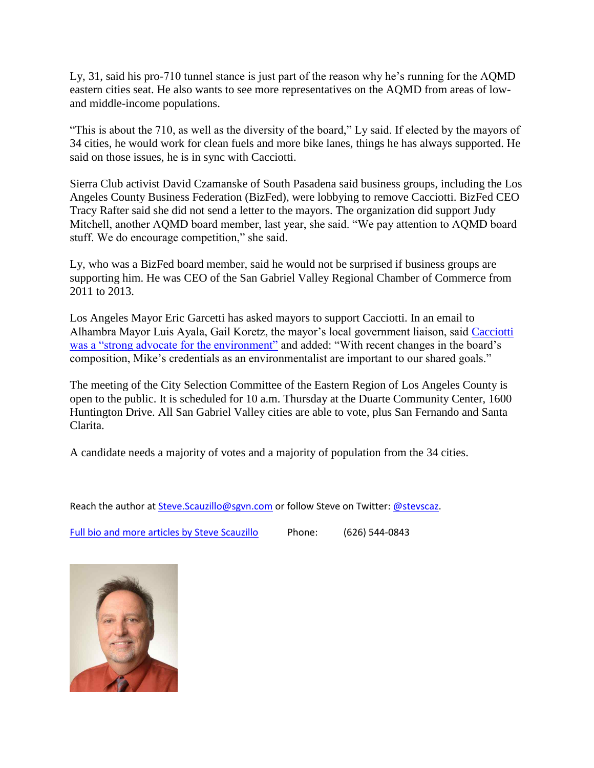Ly, 31, said his pro-710 tunnel stance is just part of the reason why he's running for the AQMD eastern cities seat. He also wants to see more representatives on the AQMD from areas of low- and middle-income populations.

"This is about the 710, as well as the diversity of the board," Ly said. If elected by the mayors of 34 cities, he would work for clean fuels and more bike lanes, things he has always supported. He said on those issues, he is in sync with Cacciotti.

Sierra Club activist David Czamanske of South Pasadena said business groups, including the Los Angeles County Business Federation (BizFed), were lobbying to remove Cacciotti. BizFed CEO Tracy Rafter said she did not send a letter to the mayors. The organization did support Judy Mitchell, another AQMD board member, last year, she said. "We pay attention to AQMD board stuff. We do encourage competition," she said.

Ly, who was a BizFed board member, said he would not be surprised if business groups are supporting him. He was CEO of the San Gabriel Valley Regional Chamber of Commerce from 2011 to 2013.

Los Angeles Mayor Eric Garcetti has asked mayors to support Cacciotti. In an email to Alhambra Mayor Luis Ayala, Gail Koretz, the mayor's local government liaison, said Cacciotti was a "strong advocate for the environment" and added: "With recent changes in the board's composition, Mike's credentials as an environmentalist are important to our shared goals."

The meeting of the City Selection Committee of the Eastern Region of Los Angeles County is open to the public. It is scheduled for 10 a.m. Thursday at the Duarte Community Center, 1600 Huntington Drive. All San Gabriel Valley cities are able to vote, plus San Fernando and Santa Clarita.

A candidate needs a majority of votes and a majority of population from the 34 cities.

Reach the author at Steve.Scauzillo@sgvn.com or follow Steve on Twitter: @stevscaz.

Full bio and more articles by Steve Scauzillo Phone: (626) 544-0843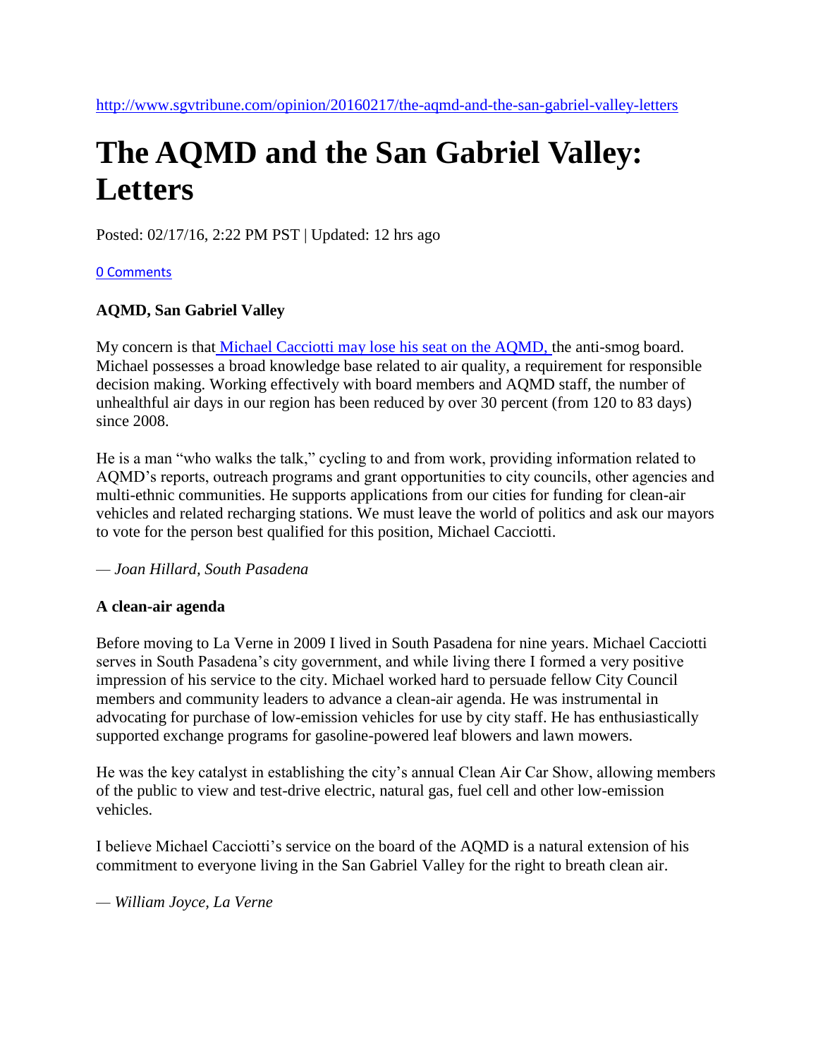http://www.sgvtribune.com/opinion/20160217/the-aqmd-and-the-san-gabriel-valley-letters

# The AQMD and the San Gabriel Valley: Letters

Posted: 02/17/16, 2:22 PM PST | Updated: 12 hrs ago

0 Comments

**AQMD, San Gabriel Valley**

My concern is that Michael Cacciotti may lose his seat on the AQMD, the anti-smog board. Michael possesses a broad knowledge base related to air quality, a requirement for responsible decision making. Working effectively with board members and AQMD staff, the number of unhealthful air days in our region has been reduced by over 30 percent (from 120 to 83 days) since 2008.

He is a man "who walks the talk," cycling to and from work, providing information related to AQMD's reports, outreach programs and grant opportunities to city councils, other agencies and multi-ethnic communities. He supports applications from our cities for funding for clean-air vehicles and related recharging stations. We must leave the world of politics and ask our mayors to vote for the person best qualified for this position, Michael Cacciotti.

— *Joan Hillard, South Pasadena*

**A clean-air agenda**

Before moving to La Verne in 2009 I lived in South Pasadena for nine years. Michael Cacciotti serves in South Pasadena's city government, and while living there I formed a very positive impression of his service to the city. Michael worked hard to persuade fellow City Council members and community leaders to advance a clean-air agenda. He was instrumental in advocating for purchase of low-emission vehicles for use by city staff. He has enthusiastically supported exchange programs for gasoline-powered leaf blowers and lawn mowers.

He was the key catalyst in establishing the city's annual Clean Air Car Show, allowing members of the public to view and test-drive electric, natural gas, fuel cell and other low-emission vehicles.

I believe Michael Cacciotti's service on the board of the AQMD is a natural extension of his commitment to everyone living in the San Gabriel Valley for the right to breath clean air.

— *William Joyce, La Verne*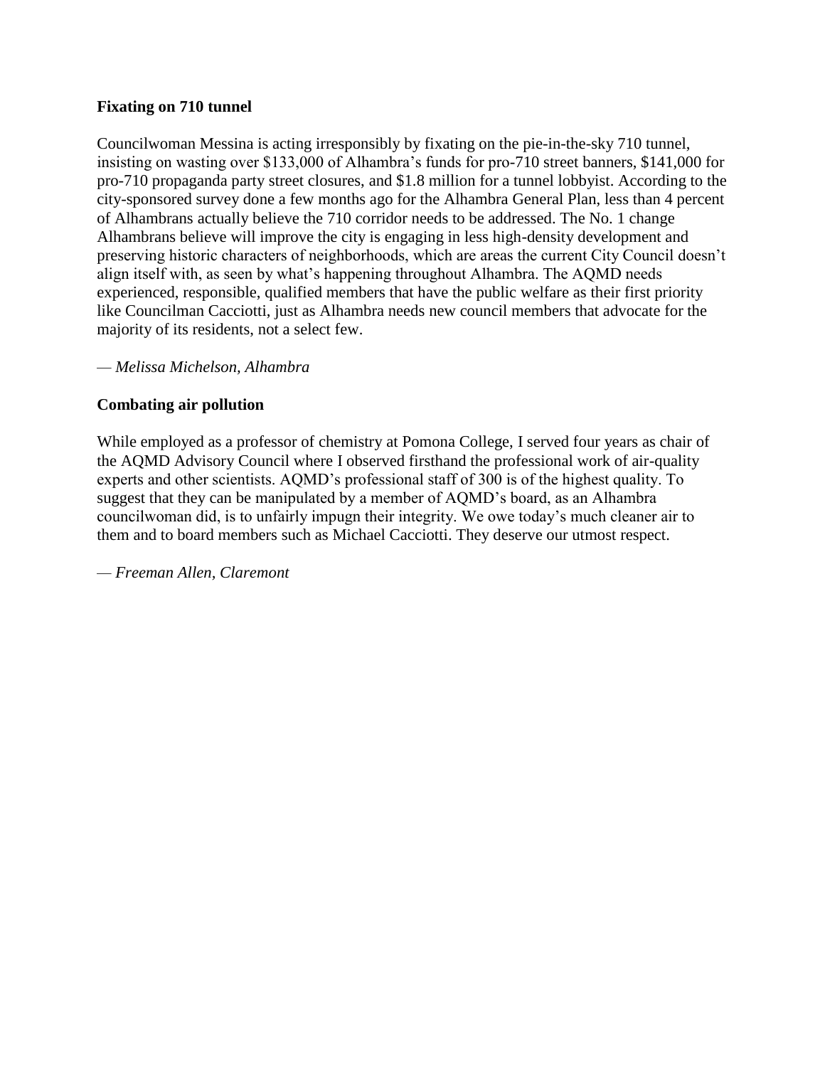**Fixating on 710 tunnel**

Councilwoman Messina is acting irresponsibly by fixating on the pie-in-the-sky 710 tunnel, insisting on wasting over $133,000 of Alhambra's funds for pro-710 street banners, $141,000 for pro-710 propaganda party street closures, and $1.8 million for a tunnel lobbyist. According to the city-sponsored survey done a few months ago for the Alhambra General Plan, less than 4 percent of Alhambrans actually believe the 710 corridor needs to be addressed. The No. 1 change Alhambrans believe will improve the city is engaging in less high-density development and preserving historic characters of neighborhoods, which are areas the current City Council doesn't align itself with, as seen by what's happening throughout Alhambra. The AQMD needs experienced, responsible, qualified members that have the public welfare as their first priority like Councilman Cacciotti, just as Alhambra needs new council members that advocate for the majority of its residents, not a select few.

— *Melissa Michelson, Alhambra*

**Combating air pollution**

While employed as a professor of chemistry at Pomona College, I served four years as chair of the AQMD Advisory Council where I observed firsthand the professional work of air-quality experts and other scientists. AQMD's professional staff of 300 is of the highest quality. To suggest that they can be manipulated by a member of AQMD's board, as an Alhambra councilwoman did, is to unfairly impugn their integrity. We owe today's much cleaner air to them and to board members such as Michael Cacciotti. They deserve our utmost respect.

— *Freeman Allen, Claremont*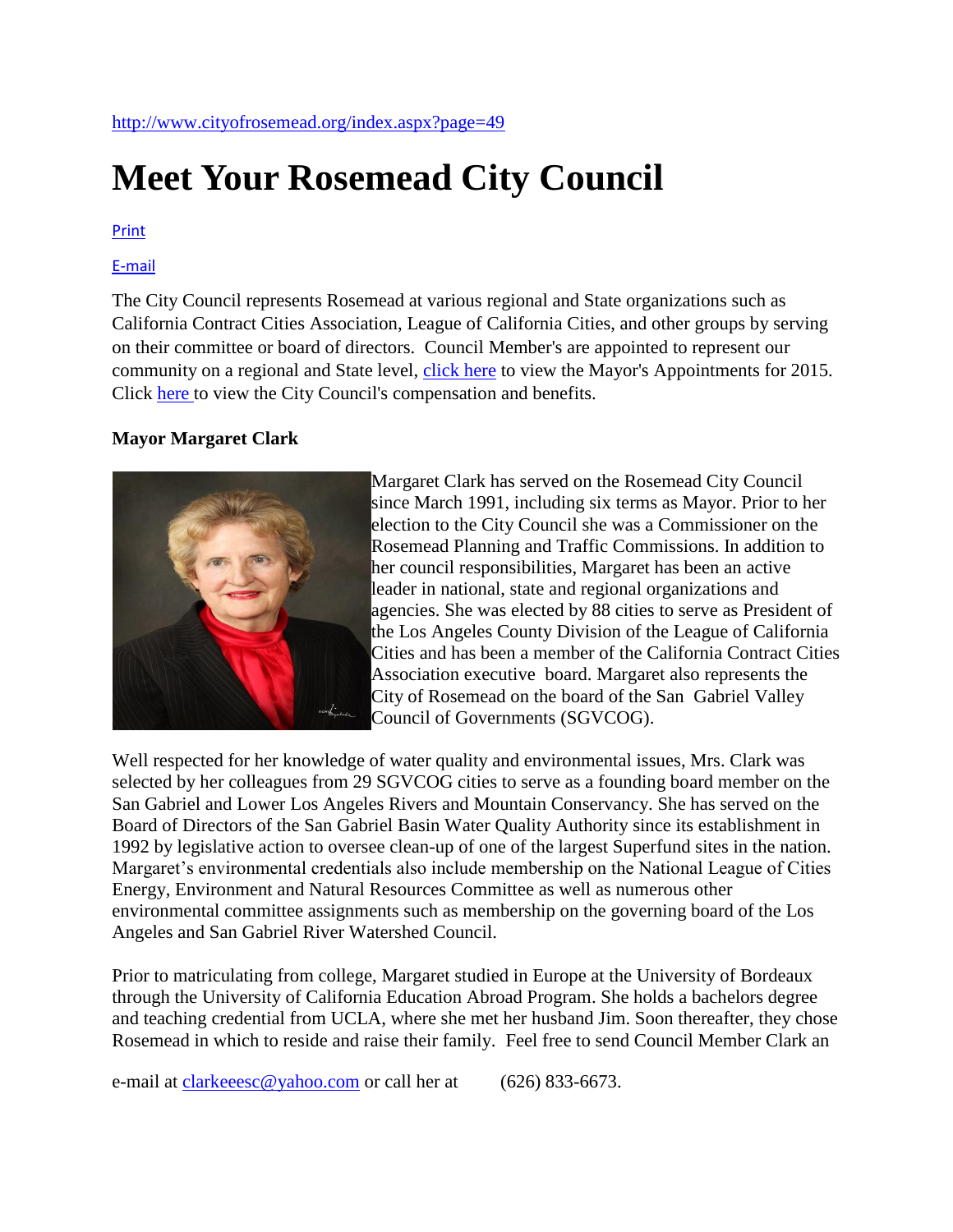http://www.cityofrosemead.org/index.aspx?page=49

# Meet Your Rosemead City Council

Print

E-mail

The City Council represents Rosemead at various regional and State organizations such as California Contract Cities Association, League of California Cities, and other groups by serving on their committee or board of directors. Council Member's are appointed to represent our community on a regional and State level, click here to view the Mayor's Appointments for 2015. Click here to view the City Council's compensation and benefits.

**Mayor Margaret Clark**

Margaret Clark has served on the Rosemead City Council since March 1991, including six terms as Mayor. Prior to her election to the City Council she was a Commissioner on the Rosemead Planning and Traffic Commissions. In addition to her council responsibilities, Margaret has been an active leader in national, state and regional organizations and agencies. She was elected by 88 cities to serve as President of the Los Angeles County Division of the League of California Cities and has been a member of the California Contract Cities Association executive board. Margaret also represents the City of Rosemead on the board of the San Gabriel Valley Council of Governments (SGVCOG).

Well respected for her knowledge of water quality and environmental issues, Mrs. Clark was selected by her colleagues from 29 SGVCOG cities to serve as a founding board member on the San Gabriel and Lower Los Angeles Rivers and Mountain Conservancy. She has served on the Board of Directors of the San Gabriel Basin Water Quality Authority since its establishment in 1992 by legislative action to oversee clean-up of one of the largest Superfund sites in the nation. Margaret's environmental credentials also include membership on the National League of Cities Energy, Environment and Natural Resources Committee as well as numerous other environmental committee assignments such as membership on the governing board of the Los Angeles and San Gabriel River Watershed Council.

Prior to matriculating from college, Margaret studied in Europe at the University of Bordeaux through the University of California Education Abroad Program. She holds a bachelors degree and teaching credential from UCLA, where she met her husband Jim. Soon thereafter, they chose Rosemead in which to reside and raise their family. Feel free to send Council Member Clark an e-mail at clarkeeesc@yahoo.com or call her at (626) 833-6673.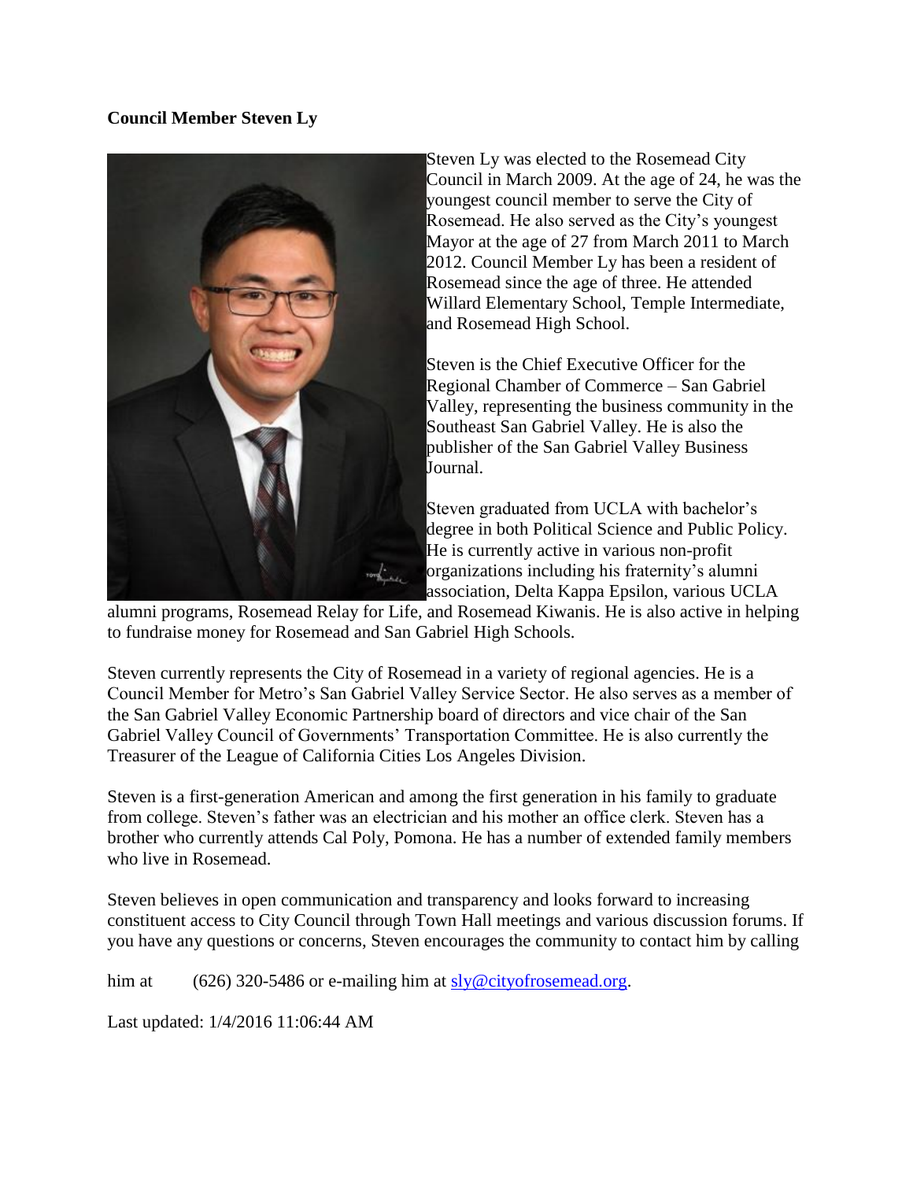**Council Member Steven Ly**

Steven Ly was elected to the Rosemead City Council in March 2009. At the age of 24, he was the youngest council member to serve the City of Rosemead. He also served as the City's youngest Mayor at the age of 27 from March 2011 to March 2012. Council Member Ly has been a resident of Rosemead since the age of three. He attended Willard Elementary School, Temple Intermediate, and Rosemead High School.

Steven is the Chief Executive Officer for the Regional Chamber of Commerce – San Gabriel Valley, representing the business community in the Southeast San Gabriel Valley. He is also the publisher of the San Gabriel Valley Business Journal.

Steven graduated from UCLA with bachelor's degree in both Political Science and Public Policy. He is currently active in various non-profit organizations including his fraternity's alumni association, Delta Kappa Epsilon, various UCLA alumni programs, Rosemead Relay for Life, and Rosemead Kiwanis. He is also active in helping to fundraise money for Rosemead and San Gabriel High Schools.

Steven currently represents the City of Rosemead in a variety of regional agencies. He is a Council Member for Metro's San Gabriel Valley Service Sector. He also serves as a member of the San Gabriel Valley Economic Partnership board of directors and vice chair of the San Gabriel Valley Council of Governments' Transportation Committee. He is also currently the Treasurer of the League of California Cities Los Angeles Division.

Steven is a first-generation American and among the first generation in his family to graduate from college. Steven's father was an electrician and his mother an office clerk. Steven has a brother who currently attends Cal Poly, Pomona. He has a number of extended family members who live in Rosemead.

Steven believes in open communication and transparency and looks forward to increasing constituent access to City Council through Town Hall meetings and various discussion forums. If you have any questions or concerns, Steven encourages the community to contact him by calling him at (626) 320-5486 or e-mailing him at sly@cityofrosemead.org.

Last updated: 1/4/2016 11:06:44 AM